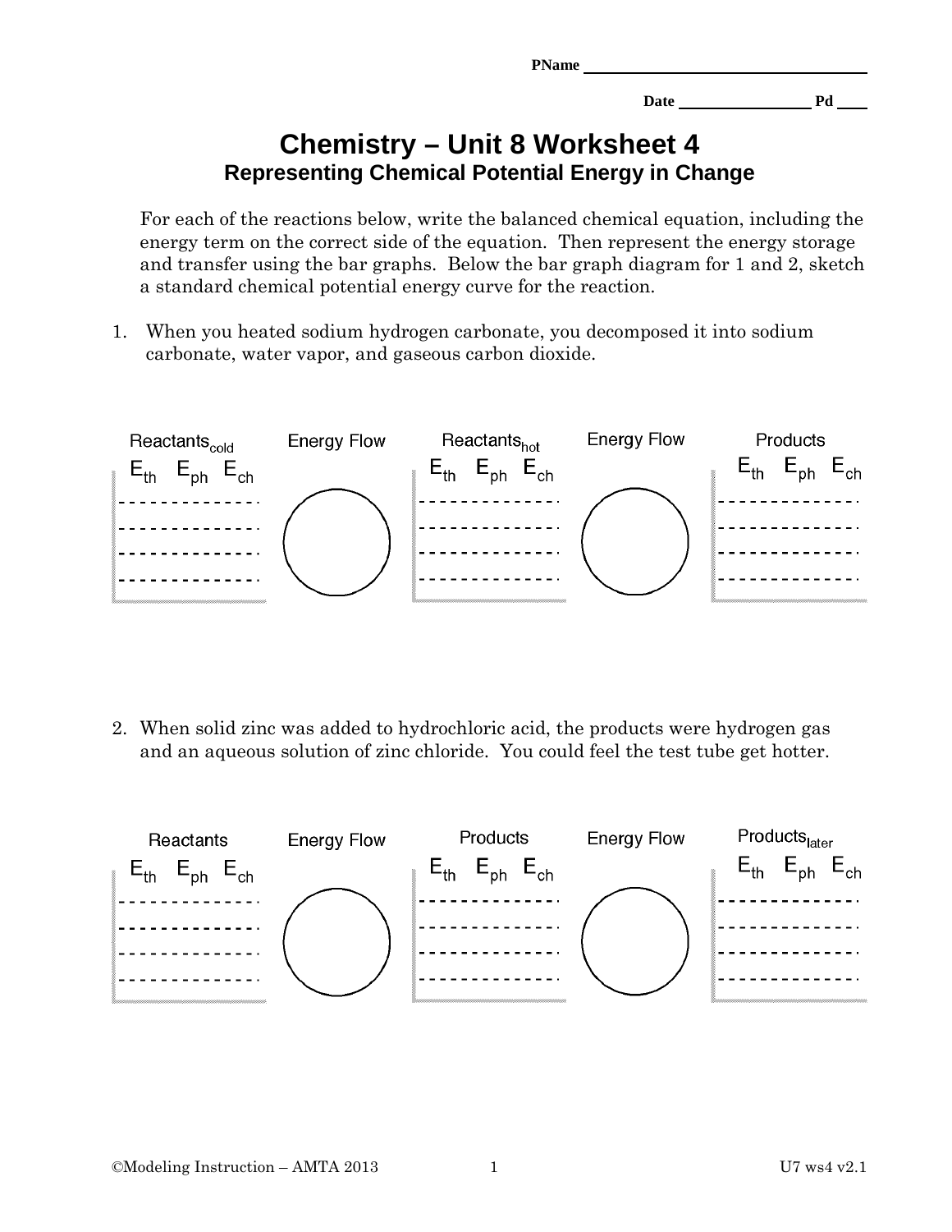PName ____________________

Date ____________ Pd ____

# Chemistry – Unit 8 Worksheet 4

## Representing Chemical Potential Energy in Change

For each of the reactions below, write the balanced chemical equation, including the energy term on the correct side of the equation. Then represent the energy storage and transfer using the bar graphs. Below the bar graph diagram for 1 and 2, sketch a standard chemical potential energy curve for the reaction.

1. When you heated sodium hydrogen carbonate, you decomposed it into sodium carbonate, water vapor, and gaseous carbon dioxide.

$\text{Reactants}_{cold}$ ($E_{th}$ $E_{ph}$ $E_{ch}$) — Energy Flow — $\text{Reactants}_{hot}$ ($E_{th}$ $E_{ph}$ $E_{ch}$) — Energy Flow — Products ($E_{th}$ $E_{ph}$ $E_{ch}$)

2. When solid zinc was added to hydrochloric acid, the products were hydrogen gas and an aqueous solution of zinc chloride. You could feel the test tube get hotter.

Reactants ($E_{th}$ $E_{ph}$ $E_{ch}$) — Energy Flow — Products ($E_{th}$ $E_{ph}$ $E_{ch}$) — Energy Flow — $\text{Products}_{later}$ ($E_{th}$ $E_{ph}$ $E_{ch}$)

©Modeling Instruction – AMTA 2013 U7 ws4 v2.1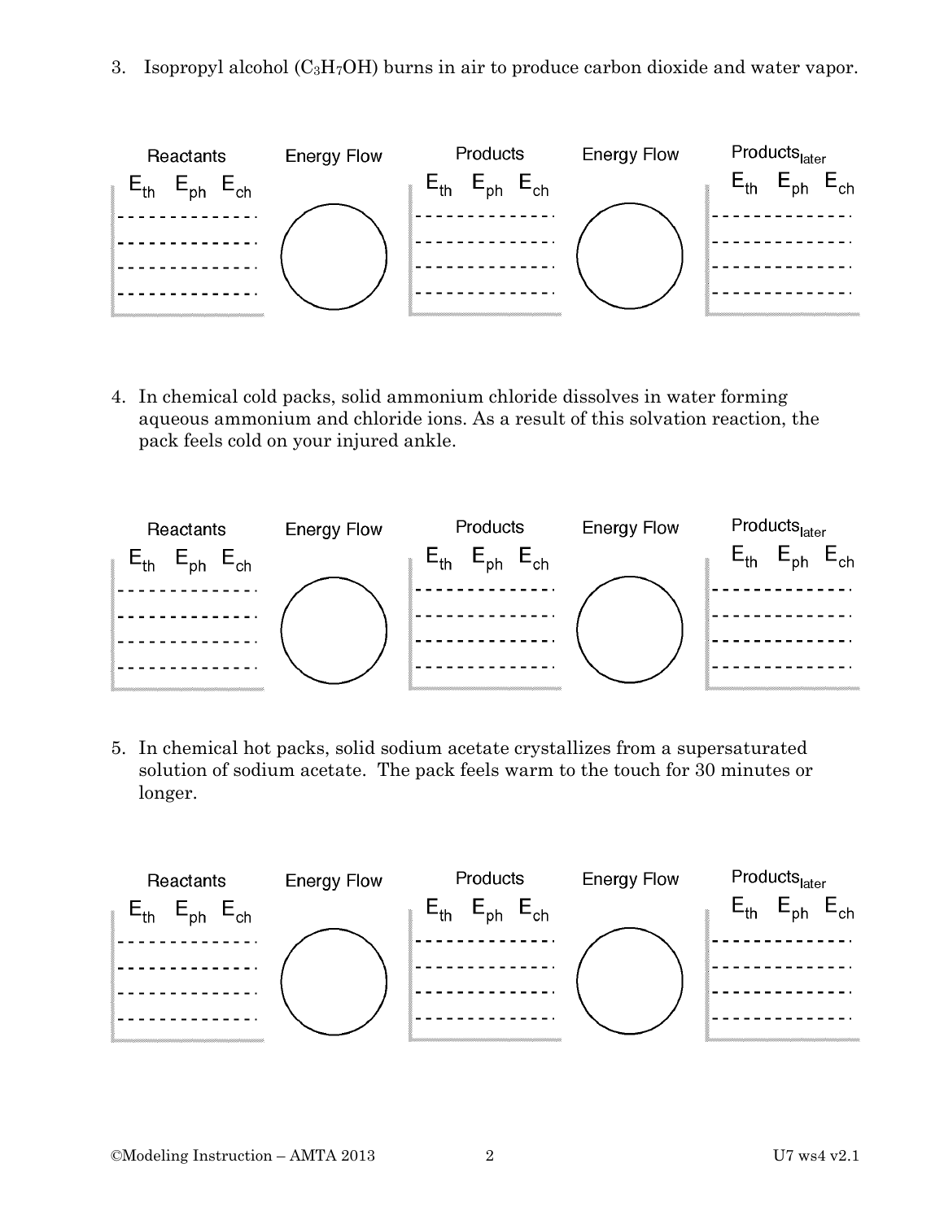3. Isopropyl alcohol ($C_3H_7OH$) burns in air to produce carbon dioxide and water vapor.

Reactants: $E_{th}$ $E_{ph}$ $E_{ch}$

Energy Flow

Products: $E_{th}$ $E_{ph}$ $E_{ch}$

Energy Flow

$Products_{later}$: $E_{th}$ $E_{ph}$ $E_{ch}$

4. In chemical cold packs, solid ammonium chloride dissolves in water forming aqueous ammonium and chloride ions. As a result of this solvation reaction, the pack feels cold on your injured ankle.

Reactants: $E_{th}$ $E_{ph}$ $E_{ch}$

Energy Flow

Products: $E_{th}$ $E_{ph}$ $E_{ch}$

Energy Flow

$Products_{later}$: $E_{th}$ $E_{ph}$ $E_{ch}$

5. In chemical hot packs, solid sodium acetate crystallizes from a supersaturated solution of sodium acetate. The pack feels warm to the touch for 30 minutes or longer.

Reactants: $E_{th}$ $E_{ph}$ $E_{ch}$

Energy Flow

Products: $E_{th}$ $E_{ph}$ $E_{ch}$

Energy Flow

$Products_{later}$: $E_{th}$ $E_{ph}$ $E_{ch}$

©Modeling Instruction – AMTA 2013 U7 ws4 v2.1